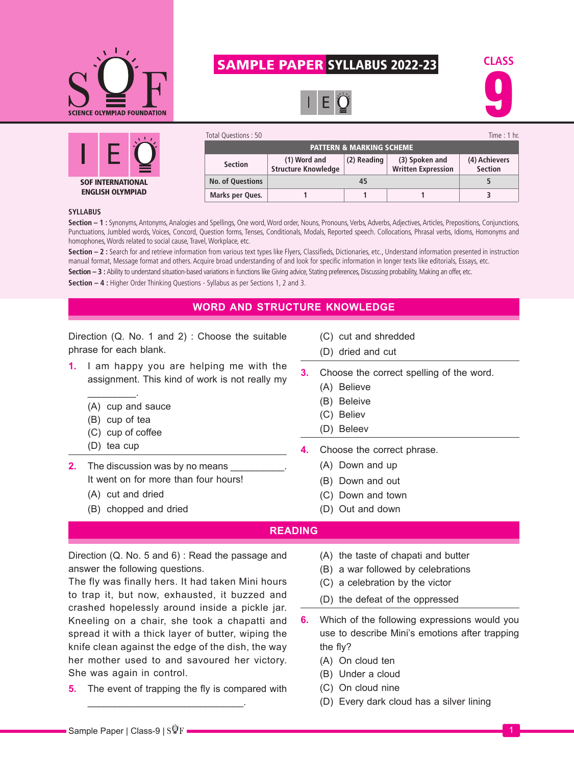SCIENCE OLYMPIAD FOUNDATION

# SAMPLE PAPER SYLLABUS 2022-23

CLASS 9

SOF INTERNATIONAL ENGLISH OLYMPIAD

Total Questions : 50 | Time : 1 hr.

| PATTERN & MARKING SCHEME | | | | |
|---|---|---|---|---|
| Section | (1) Word and Structure Knowledge | (2) Reading | (3) Spoken and Written Expression | (4) Achievers Section |
| No. of Questions | 45 | | | 5 |
| Marks per Ques. | 1 | 1 | 1 | 3 |

**SYLLABUS**

**Section – 1 :** Synonyms, Antonyms, Analogies and Spellings, One word, Word order, Nouns, Pronouns, Verbs, Adverbs, Adjectives, Articles, Prepositions, Conjunctions, Punctuations, Jumbled words, Voices, Concord, Question forms, Tenses, Conditionals, Modals, Reported speech. Collocations, Phrasal verbs, Idioms, Homonyms and homophones, Words related to social cause, Travel, Workplace, etc.

**Section – 2 :** Search for and retrieve information from various text types like Flyers, Classifieds, Dictionaries, etc., Understand information presented in instruction manual format, Message format and others. Acquire broad understanding of and look for specific information in longer texts like editorials, Essays, etc.

**Section – 3 :** Ability to understand situation-based variations in functions like Giving advice, Stating preferences, Discussing probability, Making an offer, etc.

**Section – 4 :** Higher Order Thinking Questions - Syllabus as per Sections 1, 2 and 3.

## WORD AND STRUCTURE KNOWLEDGE

Direction (Q. No. 1 and 2) : Choose the suitable phrase for each blank.

**1.** I am happy you are helping me with the assignment. This kind of work is not really my _________.

(A) cup and sauce
(B) cup of tea
(C) cup of coffee
(D) tea cup

**2.** The discussion was by no means __________. It went on for more than four hours!

(A) cut and dried
(B) chopped and dried
(C) cut and shredded
(D) dried and cut

**3.** Choose the correct spelling of the word.

(A) Believe
(B) Beleive
(C) Believ
(D) Beleev

**4.** Choose the correct phrase.

(A) Down and up
(B) Down and out
(C) Down and town
(D) Out and down

## READING

Direction (Q. No. 5 and 6) : Read the passage and answer the following questions.

The fly was finally hers. It had taken Mini hours to trap it, but now, exhausted, it buzzed and crashed hopelessly around inside a pickle jar. Kneeling on a chair, she took a chapatti and spread it with a thick layer of butter, wiping the knife clean against the edge of the dish, the way her mother used to and savoured her victory. She was again in control.

**5.** The event of trapping the fly is compared with ____________________________.

(A) the taste of chapati and butter
(B) a war followed by celebrations
(C) a celebration by the victor
(D) the defeat of the oppressed

**6.** Which of the following expressions would you use to describe Mini's emotions after trapping the fly?

(A) On cloud ten
(B) Under a cloud
(C) On cloud nine
(D) Every dark cloud has a silver lining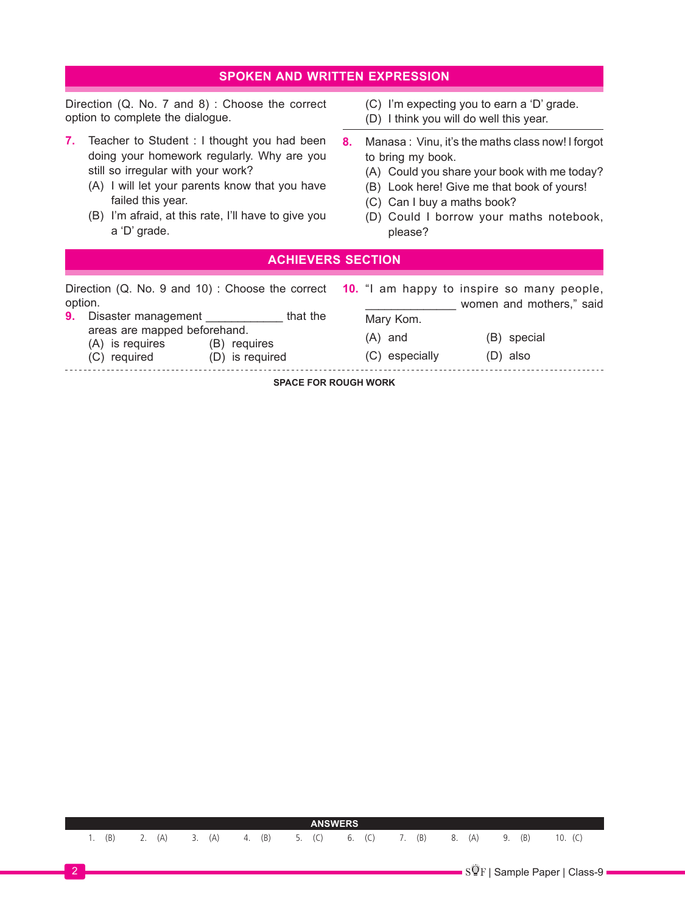## SPOKEN AND WRITTEN EXPRESSION

Direction (Q. No. 7 and 8) : Choose the correct option to complete the dialogue.

**7.** Teacher to Student : I thought you had been doing your homework regularly. Why are you still so irregular with your work?

(A) I will let your parents know that you have failed this year.

(B) I'm afraid, at this rate, I'll have to give you a 'D' grade.

(C) I'm expecting you to earn a 'D' grade.

(D) I think you will do well this year.

**8.** Manasa : Vinu, it's the maths class now! I forgot to bring my book.

(A) Could you share your book with me today?

(B) Look here! Give me that book of yours!

(C) Can I buy a maths book?

(D) Could I borrow your maths notebook, please?

## ACHIEVERS SECTION

Direction (Q. No. 9 and 10) : Choose the correct option.

**9.** Disaster management ____________ that the areas are mapped beforehand.

(A) is requires (B) requires

(C) required (D) is required

**10.** "I am happy to inspire so many people, ______________ women and mothers," said Mary Kom.

(A) and (B) special

(C) especially (D) also

**SPACE FOR ROUGH WORK**

**ANSWERS**

| | | | | | | | | | |
|---|---|---|---|---|---|---|---|---|---|
| 1. (B) | 2. (A) | 3. (A) | 4. (B) | 5. (C) | 6. (C) | 7. (B) | 8. (A) | 9. (B) | 10. (C) |